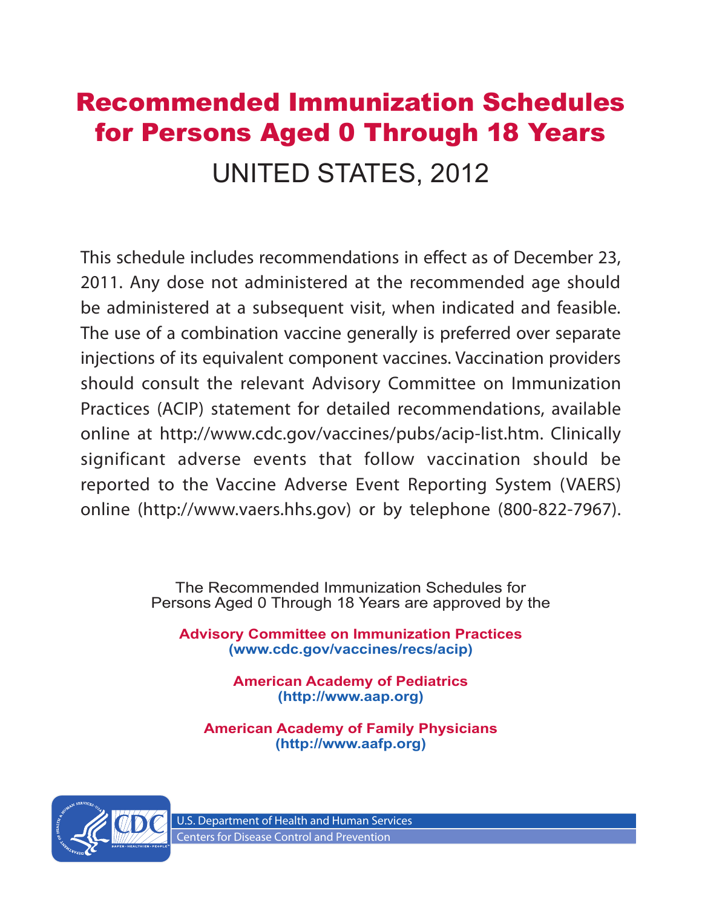# Recommended Immunization Schedules for Persons Aged 0 Through 18 Years

## UNITED STATES, 2012

This schedule includes recommendations in effect as of December 23, 2011. Any dose not administered at the recommended age should be administered at a subsequent visit, when indicated and feasible. The use of a combination vaccine generally is preferred over separate injections of its equivalent component vaccines. Vaccination providers should consult the relevant Advisory Committee on Immunization Practices (ACIP) statement for detailed recommendations, available online at http://www.cdc.gov/vaccines/pubs/acip-list.htm. Clinically significant adverse events that follow vaccination should be reported to the Vaccine Adverse Event Reporting System (VAERS) online (http://www.vaers.hhs.gov) or by telephone (800-822-7967).

The Recommended Immunization Schedules for Persons Aged 0 Through 18 Years are approved by the

**Advisory Committee on Immunization Practices**
**(www.cdc.gov/vaccines/recs/acip)**

**American Academy of Pediatrics**
**(http://www.aap.org)**

**American Academy of Family Physicians**
**(http://www.aafp.org)**

U.S. Department of Health and Human Services
Centers for Disease Control and Prevention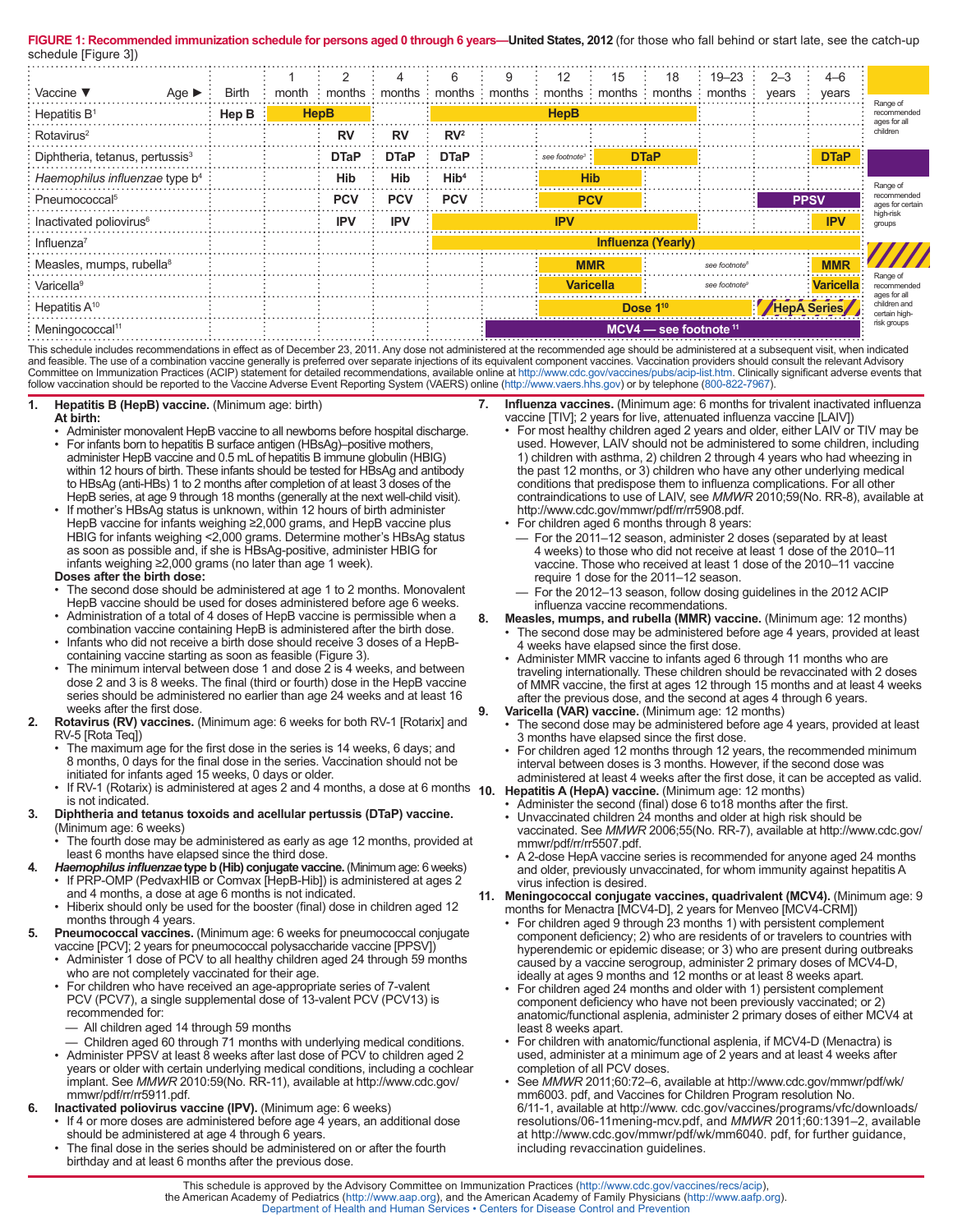**FIGURE 1: Recommended immunization schedule for persons aged 0 through 6 years—United States, 2012** (for those who fall behind or start late, see the catch-up schedule [Figure 3])

| Vaccine ▼ Age ► | Birth | 1 month | 2 months | 4 months | 6 months | 9 months | 12 months | 15 months | 18 months | 19–23 months | 2–3 years | 4–6 years |
|---|---|---|---|---|---|---|---|---|---|---|---|---|
| Hepatitis B[1] | Hep B | HepB | HepB | | HepB | HepB | HepB | HepB | HepB | | | |
| Rotavirus[2] | | | RV | RV | RV[2] | | | | | | | |
| Diphtheria, tetanus, pertussis[3] | | | DTaP | DTaP | DTaP | | see footnote[3] | DTaP | DTaP | | | DTaP |
| *Haemophilus influenzae* type b[4] | | | Hib | Hib | Hib[4] | | Hib | Hib | | | | |
| Pneumococcal[5] | | | PCV | PCV | PCV | | PCV | PCV | | | PPSV | PPSV |
| Inactivated poliovirus[6] | | | IPV | IPV | IPV | IPV | IPV | IPV | IPV | | | IPV |
| Influenza[7] | | | | | Influenza (Yearly) | Influenza (Yearly) | Influenza (Yearly) | Influenza (Yearly) | Influenza (Yearly) | Influenza (Yearly) | Influenza (Yearly) | Influenza (Yearly) |
| Measles, mumps, rubella[8] | | | | | | | MMR | MMR | | see footnote[8] | | MMR |
| Varicella[9] | | | | | | | Varicella | Varicella | | see footnote[9] | | Varicella |
| Hepatitis A[10] | | | | | | | Dose 1[10] | Dose 1[10] | Dose 1[10] | Dose 1[10] | HepA Series | HepA Series |
| Meningococcal[11] | | | | | | MCV4 — see footnote [11] | MCV4 — see footnote [11] | MCV4 — see footnote [11] | MCV4 — see footnote [11] | MCV4 — see footnote [11] | MCV4 — see footnote [11] | MCV4 — see footnote [11] |

Legend:
- Range of recommended ages for all children
- Range of recommended ages for certain high-risk groups
- Range of recommended ages for all children and certain high-risk groups

This schedule includes recommendations in effect as of December 23, 2011. Any dose not administered at the recommended age should be administered at a subsequent visit, when indicated and feasible. The use of a combination vaccine generally is preferred over separate injections of its equivalent component vaccines. Vaccination providers should consult the relevant Advisory Committee on Immunization Practices (ACIP) statement for detailed recommendations, available online at http://www.cdc.gov/vaccines/pubs/acip-list.htm. Clinically significant adverse events that follow vaccination should be reported to the Vaccine Adverse Event Reporting System (VAERS) online (http://www.vaers.hhs.gov) or by telephone (800-822-7967).

1. **Hepatitis B (HepB) vaccine.** (Minimum age: birth)
   **At birth:**
   - Administer monovalent HepB vaccine to all newborns before hospital discharge.
   - For infants born to hepatitis B surface antigen (HBsAg)–positive mothers, administer HepB vaccine and 0.5 mL of hepatitis B immune globulin (HBIG) within 12 hours of birth. These infants should be tested for HBsAg and antibody to HBsAg (anti-HBs) 1 to 2 months after completion of at least 3 doses of the HepB series, at age 9 through 18 months (generally at the next well-child visit).
   - If mother's HBsAg status is unknown, within 12 hours of birth administer HepB vaccine for infants weighing ≥2,000 grams, and HepB vaccine plus HBIG for infants weighing <2,000 grams. Determine mother's HBsAg status as soon as possible and, if she is HBsAg-positive, administer HBIG for infants weighing ≥2,000 grams (no later than age 1 week).

   **Doses after the birth dose:**
   - The second dose should be administered at age 1 to 2 months. Monovalent HepB vaccine should be used for doses administered before age 6 weeks.
   - Administration of a total of 4 doses of HepB vaccine is permissible when a combination vaccine containing HepB is administered after the birth dose.
   - Infants who did not receive a birth dose should receive 3 doses of a HepB-containing vaccine starting as soon as feasible (Figure 3).
   - The minimum interval between dose 1 and dose 2 is 4 weeks, and between dose 2 and 3 is 8 weeks. The final (third or fourth) dose in the HepB vaccine series should be administered no earlier than age 24 weeks and at least 16 weeks after the first dose.
2. **Rotavirus (RV) vaccines.** (Minimum age: 6 weeks for both RV-1 [Rotarix] and RV-5 [Rota Teq])
   - The maximum age for the first dose in the series is 14 weeks, 6 days; and 8 months, 0 days for the final dose in the series. Vaccination should not be initiated for infants aged 15 weeks, 0 days or older.
   - If RV-1 (Rotarix) is administered at ages 2 and 4 months, a dose at 6 months is not indicated.
3. **Diphtheria and tetanus toxoids and acellular pertussis (DTaP) vaccine.** (Minimum age: 6 weeks)
   - The fourth dose may be administered as early as age 12 months, provided at least 6 months have elapsed since the third dose.
4. ***Haemophilus influenzae* type b (Hib) conjugate vaccine.** (Minimum age: 6 weeks)
   - If PRP-OMP (PedvaxHIB or Comvax [HepB-Hib]) is administered at ages 2 and 4 months, a dose at age 6 months is not indicated.
   - Hiberix should only be used for the booster (final) dose in children aged 12 months through 4 years.
5. **Pneumococcal vaccines.** (Minimum age: 6 weeks for pneumococcal conjugate vaccine [PCV]; 2 years for pneumococcal polysaccharide vaccine [PPSV])
   - Administer 1 dose of PCV to all healthy children aged 24 through 59 months who are not completely vaccinated for their age.
   - For children who have received an age-appropriate series of 7-valent PCV (PCV7), a single supplemental dose of 13-valent PCV (PCV13) is recommended for:
     — All children aged 14 through 59 months
     — Children aged 60 through 71 months with underlying medical conditions.
   - Administer PPSV at least 8 weeks after last dose of PCV to children aged 2 years or older with certain underlying medical conditions, including a cochlear implant. See *MMWR* 2010:59(No. RR-11), available at http://www.cdc.gov/mmwr/pdf/rr/rr5911.pdf.
6. **Inactivated poliovirus vaccine (IPV).** (Minimum age: 6 weeks)
   - If 4 or more doses are administered before age 4 years, an additional dose should be administered at age 4 through 6 years.
   - The final dose in the series should be administered on or after the fourth birthday and at least 6 months after the previous dose.
7. **Influenza vaccines.** (Minimum age: 6 months for trivalent inactivated influenza vaccine [TIV]; 2 years for live, attenuated influenza vaccine [LAIV])
   - For most healthy children aged 2 years and older, either LAIV or TIV may be used. However, LAIV should not be administered to some children, including 1) children with asthma, 2) children 2 through 4 years who had wheezing in the past 12 months, or 3) children who have any other underlying medical conditions that predispose them to influenza complications. For all other contraindications to use of LAIV, see *MMWR* 2010;59(No. RR-8), available at http://www.cdc.gov/mmwr/pdf/rr/rr5908.pdf.
   - For children aged 6 months through 8 years:
     — For the 2011–12 season, administer 2 doses (separated by at least 4 weeks) to those who did not receive at least 1 dose of the 2010–11 vaccine. Those who received at least 1 dose of the 2010–11 vaccine require 1 dose for the 2011–12 season.
     — For the 2012–13 season, follow dosing guidelines in the 2012 ACIP influenza vaccine recommendations.
8. **Measles, mumps, and rubella (MMR) vaccine.** (Minimum age: 12 months)
   - The second dose may be administered before age 4 years, provided at least 4 weeks have elapsed since the first dose.
   - Administer MMR vaccine to infants aged 6 through 11 months who are traveling internationally. These children should be revaccinated with 2 doses of MMR vaccine, the first at ages 12 through 15 months and at least 4 weeks after the previous dose, and the second at ages 4 through 6 years.
9. **Varicella (VAR) vaccine.** (Minimum age: 12 months)
   - The second dose may be administered before age 4 years, provided at least 3 months have elapsed since the first dose.
   - For children aged 12 months through 12 years, the recommended minimum interval between doses is 3 months. However, if the second dose was administered at least 4 weeks after the first dose, it can be accepted as valid.
10. **Hepatitis A (HepA) vaccine.** (Minimum age: 12 months)
    - Administer the second (final) dose 6 to18 months after the first.
    - Unvaccinated children 24 months and older at high risk should be vaccinated. See *MMWR* 2006;55(No. RR-7), available at http://www.cdc.gov/mmwr/pdf/rr/rr5507.pdf.
    - A 2-dose HepA vaccine series is recommended for anyone aged 24 months and older, previously unvaccinated, for whom immunity against hepatitis A virus infection is desired.
11. **Meningococcal conjugate vaccines, quadrivalent (MCV4).** (Minimum age: 9 months for Menactra [MCV4-D], 2 years for Menveo [MCV4-CRM])
    - For children aged 9 through 23 months 1) with persistent complement component deficiency; 2) who are residents of or travelers to countries with hyperendemic or epidemic disease; or 3) who are present during outbreaks caused by a vaccine serogroup, administer 2 primary doses of MCV4-D, ideally at ages 9 months and 12 months or at least 8 weeks apart.
    - For children aged 24 months and older with 1) persistent complement component deficiency who have not been previously vaccinated; or 2) anatomic/functional asplenia, administer 2 primary doses of either MCV4 at least 8 weeks apart.
    - For children with anatomic/functional asplenia, if MCV4-D (Menactra) is used, administer at a minimum age of 2 years and at least 4 weeks after completion of all PCV doses.
    - See *MMWR* 2011;60:72–6, available at http://www.cdc.gov/mmwr/pdf/wk/mm6003. pdf, and Vaccines for Children Program resolution No. 6/11-1, available at http://www. cdc.gov/vaccines/programs/vfc/downloads/resolutions/06-11mening-mcv.pdf, and *MMWR* 2011;60:1391–2, available at http://www.cdc.gov/mmwr/pdf/wk/mm6040. pdf, for further guidance, including revaccination guidelines.

This schedule is approved by the Advisory Committee on Immunization Practices (http://www.cdc.gov/vaccines/recs/acip), the American Academy of Pediatrics (http://www.aap.org), and the American Academy of Family Physicians (http://www.aafp.org).
Department of Health and Human Services • Centers for Disease Control and Prevention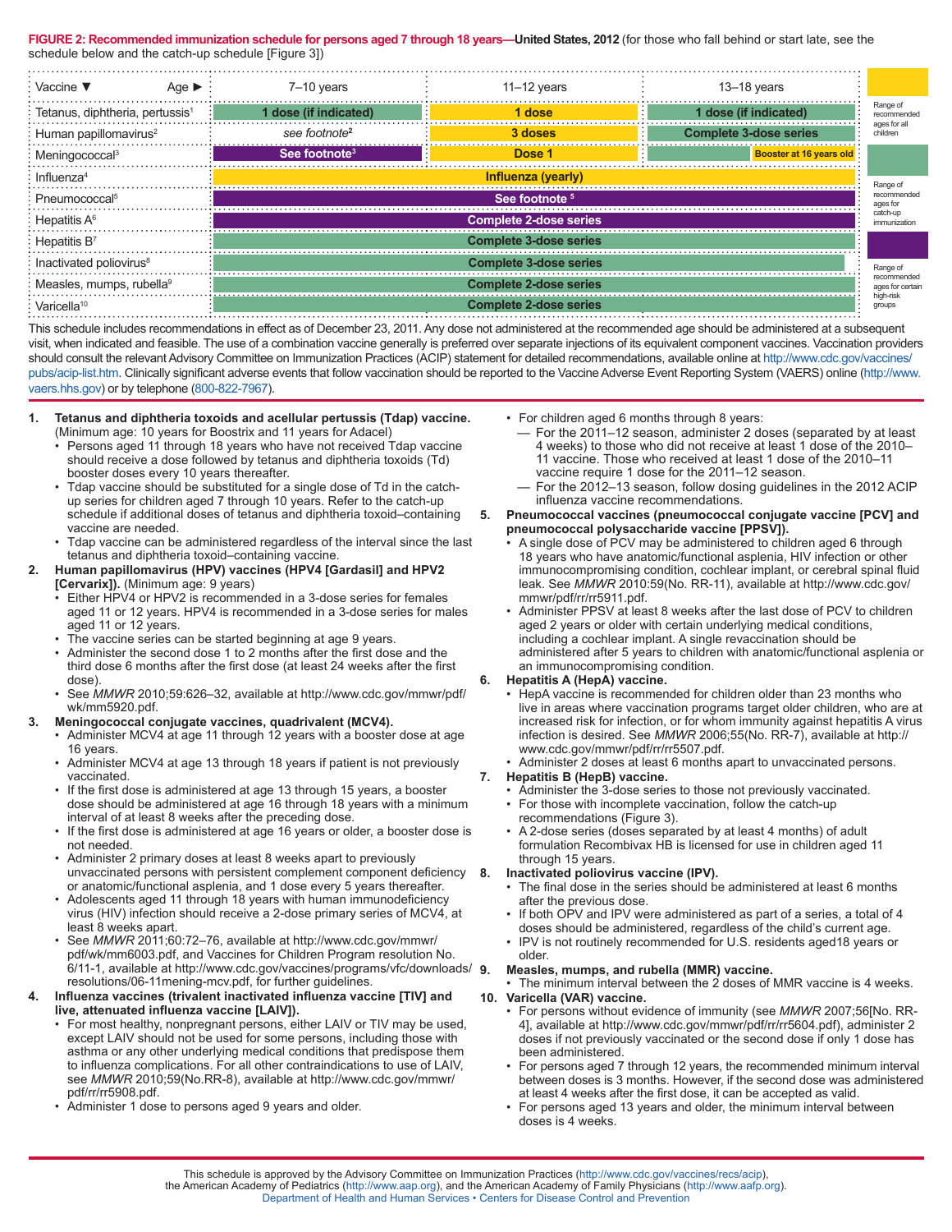**FIGURE 2: Recommended immunization schedule for persons aged 7 through 18 years—United States, 2012** (for those who fall behind or start late, see the schedule below and the catch-up schedule [Figure 3])

| Vaccine ▼ Age ► | 7–10 years | 11–12 years | 13–18 years |
|---|---|---|---|
| Tetanus, diphtheria, pertussis[1] | 1 dose (if indicated) | 1 dose | 1 dose (if indicated) |
| Human papillomavirus[2] | *see footnote*[2] | 3 doses | Complete 3-dose series |
| Meningococcal[3] | See footnote[3] | Dose 1 | Booster at 16 years old |
| Influenza[4] | Influenza (yearly) | | |
| Pneumococcal[5] | See footnote[5] | | |
| Hepatitis A[6] | Complete 2-dose series | | |
| Hepatitis B[7] | Complete 3-dose series | | |
| Inactivated poliovirus[8] | Complete 3-dose series | | |
| Measles, mumps, rubella[9] | Complete 2-dose series | | |
| Varicella[10] | Complete 2-dose series | | |

Legend: Range of recommended ages for all children; Range of recommended ages for catch-up immunization; Range of recommended ages for certain high-risk groups

This schedule includes recommendations in effect as of December 23, 2011. Any dose not administered at the recommended age should be administered at a subsequent visit, when indicated and feasible. The use of a combination vaccine generally is preferred over separate injections of its equivalent component vaccines. Vaccination providers should consult the relevant Advisory Committee on Immunization Practices (ACIP) statement for detailed recommendations, available online at http://www.cdc.gov/vaccines/pubs/acip-list.htm. Clinically significant adverse events that follow vaccination should be reported to the Vaccine Adverse Event Reporting System (VAERS) online (http://www.vaers.hhs.gov) or by telephone (800-822-7967).

1. **Tetanus and diphtheria toxoids and acellular pertussis (Tdap) vaccine.** (Minimum age: 10 years for Boostrix and 11 years for Adacel)
   - Persons aged 11 through 18 years who have not received Tdap vaccine should receive a dose followed by tetanus and diphtheria toxoids (Td) booster doses every 10 years thereafter.
   - Tdap vaccine should be substituted for a single dose of Td in the catch-up series for children aged 7 through 10 years. Refer to the catch-up schedule if additional doses of tetanus and diphtheria toxoid–containing vaccine are needed.
   - Tdap vaccine can be administered regardless of the interval since the last tetanus and diphtheria toxoid–containing vaccine.
2. **Human papillomavirus (HPV) vaccines (HPV4 [Gardasil] and HPV2 [Cervarix]).** (Minimum age: 9 years)
   - Either HPV4 or HPV2 is recommended in a 3-dose series for females aged 11 or 12 years. HPV4 is recommended in a 3-dose series for males aged 11 or 12 years.
   - The vaccine series can be started beginning at age 9 years.
   - Administer the second dose 1 to 2 months after the first dose and the third dose 6 months after the first dose (at least 24 weeks after the first dose).
   - See *MMWR* 2010;59:626–32, available at http://www.cdc.gov/mmwr/pdf/wk/mm5920.pdf.
3. **Meningococcal conjugate vaccines, quadrivalent (MCV4).**
   - Administer MCV4 at age 11 through 12 years with a booster dose at age 16 years.
   - Administer MCV4 at age 13 through 18 years if patient is not previously vaccinated.
   - If the first dose is administered at age 13 through 15 years, a booster dose should be administered at age 16 through 18 years with a minimum interval of at least 8 weeks after the preceding dose.
   - If the first dose is administered at age 16 years or older, a booster dose is not needed.
   - Administer 2 primary doses at least 8 weeks apart to previously unvaccinated persons with persistent complement component deficiency or anatomic/functional asplenia, and 1 dose every 5 years thereafter.
   - Adolescents aged 11 through 18 years with human immunodeficiency virus (HIV) infection should receive a 2-dose primary series of MCV4, at least 8 weeks apart.
   - See *MMWR* 2011;60:72–76, available at http://www.cdc.gov/mmwr/pdf/wk/mm6003.pdf, and Vaccines for Children Program resolution No. 6/11-1, available at http://www.cdc.gov/vaccines/programs/vfc/downloads/resolutions/06-11mening-mcv.pdf, for further guidelines.
4. **Influenza vaccines (trivalent inactivated influenza vaccine [TIV] and live, attenuated influenza vaccine [LAIV]).**
   - For most healthy, nonpregnant persons, either LAIV or TIV may be used, except LAIV should not be used for some persons, including those with asthma or any other underlying medical conditions that predispose them to influenza complications. For all other contraindications to use of LAIV, see *MMWR* 2010;59(No.RR-8), available at http://www.cdc.gov/mmwr/pdf/rr/rr5908.pdf.
   - Administer 1 dose to persons aged 9 years and older.
   - For children aged 6 months through 8 years:
     - For the 2011–12 season, administer 2 doses (separated by at least 4 weeks) to those who did not receive at least 1 dose of the 2010–11 vaccine. Those who received at least 1 dose of the 2010–11 vaccine require 1 dose for the 2011–12 season.
     - For the 2012–13 season, follow dosing guidelines in the 2012 ACIP influenza vaccine recommendations.
5. **Pneumococcal vaccines (pneumococcal conjugate vaccine [PCV] and pneumococcal polysaccharide vaccine [PPSV]).**
   - A single dose of PCV may be administered to children aged 6 through 18 years who have anatomic/functional asplenia, HIV infection or other immunocompromising condition, cochlear implant, or cerebral spinal fluid leak. See *MMWR* 2010:59(No. RR-11), available at http://www.cdc.gov/mmwr/pdf/rr/rr5911.pdf.
   - Administer PPSV at least 8 weeks after the last dose of PCV to children aged 2 years or older with certain underlying medical conditions, including a cochlear implant. A single revaccination should be administered after 5 years to children with anatomic/functional asplenia or an immunocompromising condition.
6. **Hepatitis A (HepA) vaccine.**
   - HepA vaccine is recommended for children older than 23 months who live in areas where vaccination programs target older children, who are at increased risk for infection, or for whom immunity against hepatitis A virus infection is desired. See *MMWR* 2006;55(No. RR-7), available at http://www.cdc.gov/mmwr/pdf/rr/rr5507.pdf.
   - Administer 2 doses at least 6 months apart to unvaccinated persons.
7. **Hepatitis B (HepB) vaccine.**
   - Administer the 3-dose series to those not previously vaccinated.
   - For those with incomplete vaccination, follow the catch-up recommendations (Figure 3).
   - A 2-dose series (doses separated by at least 4 months) of adult formulation Recombivax HB is licensed for use in children aged 11 through 15 years.
8. **Inactivated poliovirus vaccine (IPV).**
   - The final dose in the series should be administered at least 6 months after the previous dose.
   - If both OPV and IPV were administered as part of a series, a total of 4 doses should be administered, regardless of the child's current age.
   - IPV is not routinely recommended for U.S. residents aged18 years or older.
9. **Measles, mumps, and rubella (MMR) vaccine.**
   - The minimum interval between the 2 doses of MMR vaccine is 4 weeks.
10. **Varicella (VAR) vaccine.**
    - For persons without evidence of immunity (see *MMWR* 2007;56[No. RR-4], available at http://www.cdc.gov/mmwr/pdf/rr/rr5604.pdf), administer 2 doses if not previously vaccinated or the second dose if only 1 dose has been administered.
    - For persons aged 7 through 12 years, the recommended minimum interval between doses is 3 months. However, if the second dose was administered at least 4 weeks after the first dose, it can be accepted as valid.
    - For persons aged 13 years and older, the minimum interval between doses is 4 weeks.

This schedule is approved by the Advisory Committee on Immunization Practices (http://www.cdc.gov/vaccines/recs/acip), the American Academy of Pediatrics (http://www.aap.org), and the American Academy of Family Physicians (http://www.aafp.org).
Department of Health and Human Services • Centers for Disease Control and Prevention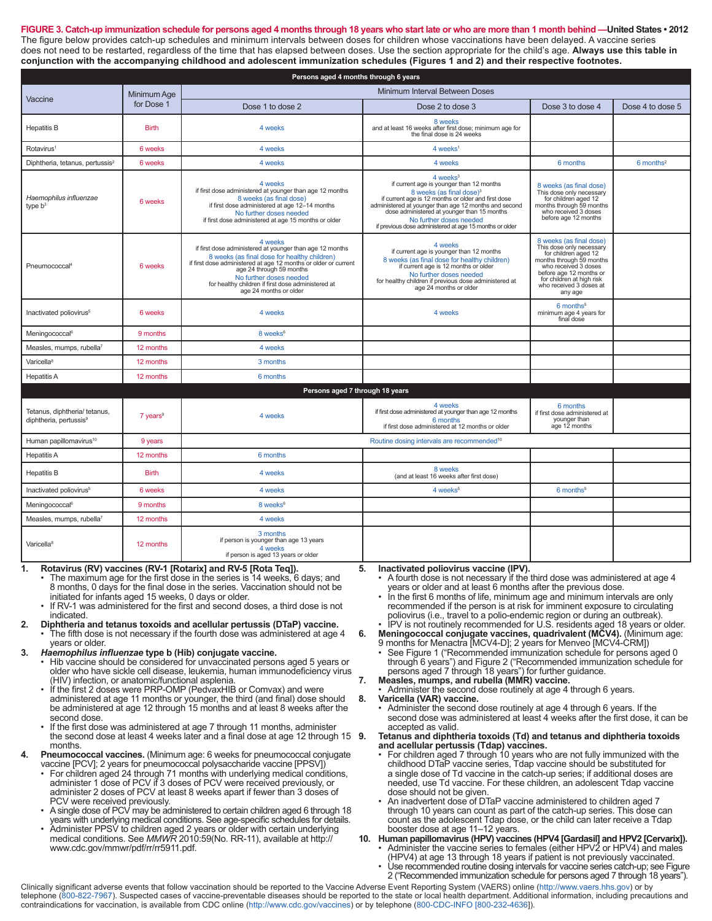**FIGURE 3. Catch-up immunization schedule for persons aged 4 months through 18 years who start late or who are more than 1 month behind —United States • 2012**

The figure below provides catch-up schedules and minimum intervals between doses for children whose vaccinations have been delayed. A vaccine series does not need to be restarted, regardless of the time that has elapsed between doses. Use the section appropriate for the child's age. **Always use this table in conjunction with the accompanying childhood and adolescent immunization schedules (Figures 1 and 2) and their respective footnotes.**

| Vaccine | Minimum Age for Dose 1 | Minimum Interval Between Doses | | | |
|---|---|---|---|---|---|
| | | Dose 1 to dose 2 | Dose 2 to dose 3 | Dose 3 to dose 4 | Dose 4 to dose 5 |
| **Persons aged 4 months through 6 years** | | | | | |
| Hepatitis B | Birth | 4 weeks | 8 weeks and at least 16 weeks after first dose; minimum age for the final dose is 24 weeks | | |
| Rotavirus[1] | 6 weeks | 4 weeks | 4 weeks[1] | | |
| Diphtheria, tetanus, pertussis[2] | 6 weeks | 4 weeks | 4 weeks | 6 months | 6 months[2] |
| *Haemophilus influenzae* type b[3] | 6 weeks | 4 weeks if first dose administered at younger than age 12 months; 8 weeks (as final dose) if first dose administered at age 12–14 months; No further doses needed if first dose administered at age 15 months or older | 4 weeks[3] if current age is younger than 12 months; 8 weeks (as final dose)[3] if current age is 12 months or older and first dose administered at younger than age 12 months and second dose administered at younger than 15 months; No further doses needed if previous dose administered at age 15 months or older | 8 weeks (as final dose) This dose only necessary for children aged 12 months through 59 months who received 3 doses before age 12 months | |
| Pneumococcal[4] | 6 weeks | 4 weeks if first dose administered at younger than age 12 months; 8 weeks (as final dose for healthy children) if first dose administered at age 12 months or older or current age 24 through 59 months; No further doses needed for healthy children if first dose administered at age 24 months or older | 4 weeks if current age is younger than 12 months; 8 weeks (as final dose for healthy children) if current age is 12 months or older; No further doses needed for healthy children if previous dose administered at age 24 months or older | 8 weeks (as final dose) This dose only necessary for children aged 12 months through 59 months who received 3 doses before age 12 months or for children at high risk who received 3 doses at any age | |
| Inactivated poliovirus[5] | 6 weeks | 4 weeks | 4 weeks | 6 months[5] minimum age 4 years for final dose | |
| Meningococcal[6] | 9 months | 8 weeks[6] | | | |
| Measles, mumps, rubella[7] | 12 months | 4 weeks | | | |
| Varicella[8] | 12 months | 3 months | | | |
| Hepatitis A | 12 months | 6 months | | | |
| **Persons aged 7 through 18 years** | | | | | |
| Tetanus, diphtheria/ tetanus, diphtheria, pertussis[9] | 7 years[9] | 4 weeks | 4 weeks if first dose administered at younger than age 12 months; 6 months if first dose administered at 12 months or older | 6 months if first dose administered at younger than age 12 months | |
| Human papillomavirus[10] | 9 years | Routine dosing intervals are recommended[10] | | | |
| Hepatitis A | 12 months | 6 months | | | |
| Hepatitis B | Birth | 4 weeks | 8 weeks (and at least 16 weeks after first dose) | | |
| Inactivated poliovirus[5] | 6 weeks | 4 weeks | 4 weeks[5] | 6 months[5] | |
| Meningococcal[6] | 9 months | 8 weeks[6] | | | |
| Measles, mumps, rubella[7] | 12 months | 4 weeks | | | |
| Varicella[8] | 12 months | 3 months if person is younger than age 13 years; 4 weeks if person is aged 13 years or older | | | |

1. **Rotavirus (RV) vaccines (RV-1 [Rotarix] and RV-5 [Rota Teq]).**
   - The maximum age for the first dose in the series is 14 weeks, 6 days; and 8 months, 0 days for the final dose in the series. Vaccination should not be initiated for infants aged 15 weeks, 0 days or older.
   - If RV-1 was administered for the first and second doses, a third dose is not indicated.
2. **Diphtheria and tetanus toxoids and acellular pertussis (DTaP) vaccine.**
   - The fifth dose is not necessary if the fourth dose was administered at age 4 years or older.
3. ***Haemophilus influenzae* type b (Hib) conjugate vaccine.**
   - Hib vaccine should be considered for unvaccinated persons aged 5 years or older who have sickle cell disease, leukemia, human immunodeficiency virus (HIV) infection, or anatomic/functional asplenia.
   - If the first 2 doses were PRP-OMP (PedvaxHIB or Comvax) and were administered at age 11 months or younger, the third (and final) dose should be administered at age 12 through 15 months and at least 8 weeks after the second dose.
   - If the first dose was administered at age 7 through 11 months, administer the second dose at least 4 weeks later and a final dose at age 12 through 15 months.
4. **Pneumococcal vaccines.** (Minimum age: 6 weeks for pneumococcal conjugate vaccine [PCV]; 2 years for pneumococcal polysaccharide vaccine [PPSV])
   - For children aged 24 through 71 months with underlying medical conditions, administer 1 dose of PCV if 3 doses of PCV were received previously, or administer 2 doses of PCV at least 8 weeks apart if fewer than 3 doses of PCV were received previously.
   - A single dose of PCV may be administered to certain children aged 6 through 18 years with underlying medical conditions. See age-specific schedules for details.
   - Administer PPSV to children aged 2 years or older with certain underlying medical conditions. See *MMWR* 2010:59(No. RR-11), available at http://www.cdc.gov/mmwr/pdf/rr/rr5911.pdf.
5. **Inactivated poliovirus vaccine (IPV).**
   - A fourth dose is not necessary if the third dose was administered at age 4 years or older and at least 6 months after the previous dose.
   - In the first 6 months of life, minimum age and minimum intervals are only recommended if the person is at risk for imminent exposure to circulating poliovirus (i.e., travel to a polio-endemic region or during an outbreak).
   - IPV is not routinely recommended for U.S. residents aged 18 years or older.
6. **Meningococcal conjugate vaccines, quadrivalent (MCV4).** (Minimum age: 9 months for Menactra [MCV4-D]; 2 years for Menveo [MCV4-CRM])
   - See Figure 1 ("Recommended immunization schedule for persons aged 0 through 6 years") and Figure 2 ("Recommended immunization schedule for persons aged 7 through 18 years") for further guidance.
7. **Measles, mumps, and rubella (MMR) vaccine.**
   - Administer the second dose routinely at age 4 through 6 years.
8. **Varicella (VAR) vaccine.**
   - Administer the second dose routinely at age 4 through 6 years. If the second dose was administered at least 4 weeks after the first dose, it can be accepted as valid.
9. **Tetanus and diphtheria toxoids (Td) and tetanus and diphtheria toxoids and acellular pertussis (Tdap) vaccines.**
   - For children aged 7 through 10 years who are not fully immunized with the childhood DTaP vaccine series, Tdap vaccine should be substituted for a single dose of Td vaccine in the catch-up series; if additional doses are needed, use Td vaccine. For these children, an adolescent Tdap vaccine dose should not be given.
   - An inadvertent dose of DTaP vaccine administered to children aged 7 through 10 years can count as part of the catch-up series. This dose can count as the adolescent Tdap dose, or the child can later receive a Tdap booster dose at age 11–12 years.
10. **Human papillomavirus (HPV) vaccines (HPV4 [Gardasil] and HPV2 [Cervarix]).**
    - Administer the vaccine series to females (either HPV2 or HPV4) and males (HPV4) at age 13 through 18 years if patient is not previously vaccinated.
    - Use recommended routine dosing intervals for vaccine series catch-up; see Figure 2 ("Recommended immunization schedule for persons aged 7 through 18 years").

Clinically significant adverse events that follow vaccination should be reported to the Vaccine Adverse Event Reporting System (VAERS) online (http://www.vaers.hhs.gov) or by telephone (800-822-7967). Suspected cases of vaccine-preventable diseases should be reported to the state or local health department. Additional information, including precautions and contraindications for vaccination, is available from CDC online (http://www.cdc.gov/vaccines) or by telephone (800-CDC-INFO [800-232-4636]).